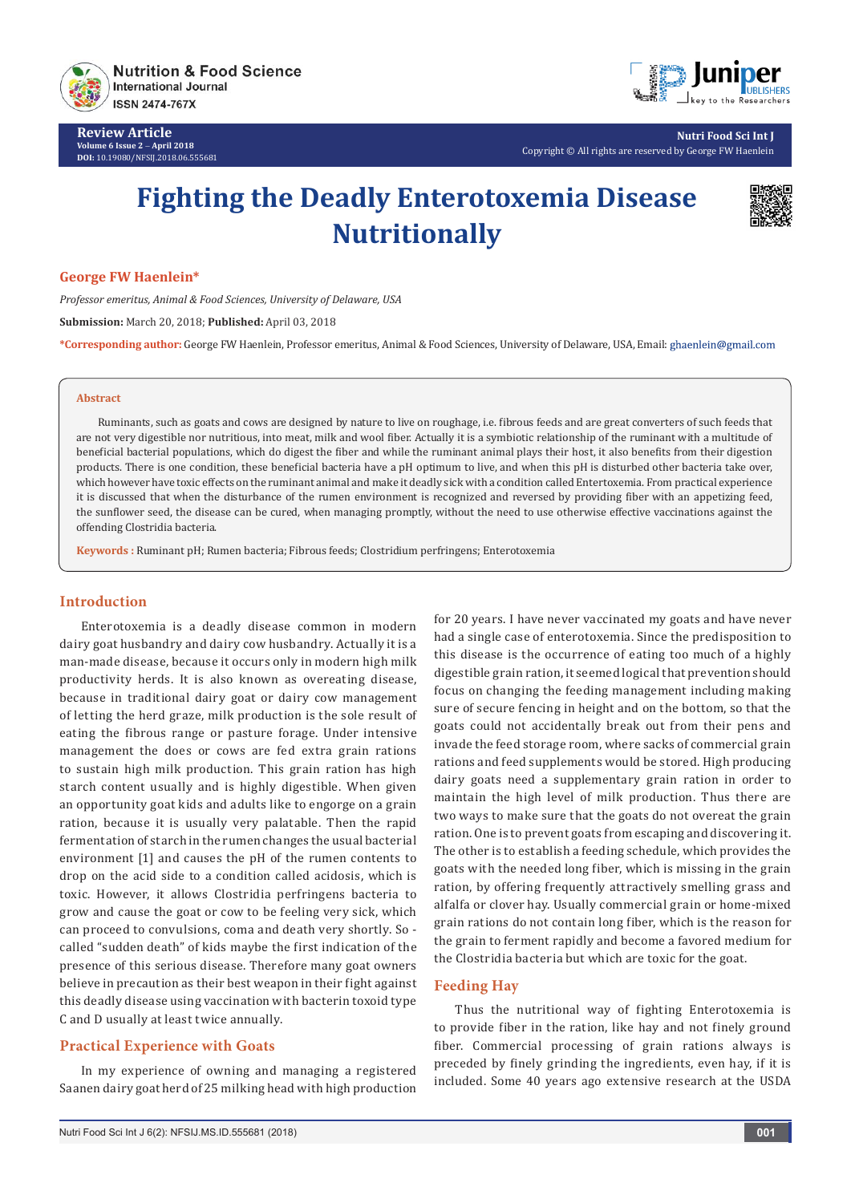# Fighting the Deadly Enterotoxemia Disease Nutritionally

**George FW Haenlein***

*Professor emeritus, Animal & Food Sciences, University of Delaware, USA*

**Submission:** March 20, 2018; **Published:** April 03, 2018

***Corresponding author:** George FW Haenlein, Professor emeritus, Animal & Food Sciences, University of Delaware, USA, Email: ghaenlein@gmail.com

## Abstract

Ruminants, such as goats and cows are designed by nature to live on roughage, i.e. fibrous feeds and are great converters of such feeds that are not very digestible nor nutritious, into meat, milk and wool fiber. Actually it is a symbiotic relationship of the ruminant with a multitude of beneficial bacterial populations, which do digest the fiber and while the ruminant animal plays their host, it also benefits from their digestion products. There is one condition, these beneficial bacteria have a pH optimum to live, and when this pH is disturbed other bacteria take over, which however have toxic effects on the ruminant animal and make it deadly sick with a condition called Entertoxemia. From practical experience it is discussed that when the disturbance of the rumen environment is recognized and reversed by providing fiber with an appetizing feed, the sunflower seed, the disease can be cured, when managing promptly, without the need to use otherwise effective vaccinations against the offending Clostridia bacteria.

**Keywords :** Ruminant pH; Rumen bacteria; Fibrous feeds; Clostridium perfringens; Enterotoxemia

## Introduction

Enterotoxemia is a deadly disease common in modern dairy goat husbandry and dairy cow husbandry. Actually it is a man-made disease, because it occurs only in modern high milk productivity herds. It is also known as overeating disease, because in traditional dairy goat or dairy cow management of letting the herd graze, milk production is the sole result of eating the fibrous range or pasture forage. Under intensive management the does or cows are fed extra grain rations to sustain high milk production. This grain ration has high starch content usually and is highly digestible. When given an opportunity goat kids and adults like to engorge on a grain ration, because it is usually very palatable. Then the rapid fermentation of starch in the rumen changes the usual bacterial environment [1] and causes the pH of the rumen contents to drop on the acid side to a condition called acidosis, which is toxic. However, it allows Clostridia perfringens bacteria to grow and cause the goat or cow to be feeling very sick, which can proceed to convulsions, coma and death very shortly. So - called "sudden death" of kids maybe the first indication of the presence of this serious disease. Therefore many goat owners believe in precaution as their best weapon in their fight against this deadly disease using vaccination with bacterin toxoid type C and D usually at least twice annually.

## Practical Experience with Goats

In my experience of owning and managing a registered Saanen dairy goat herd of 25 milking head with high production for 20 years. I have never vaccinated my goats and have never had a single case of enterotoxemia. Since the predisposition to this disease is the occurrence of eating too much of a highly digestible grain ration, it seemed logical that prevention should focus on changing the feeding management including making sure of secure fencing in height and on the bottom, so that the goats could not accidentally break out from their pens and invade the feed storage room, where sacks of commercial grain rations and feed supplements would be stored. High producing dairy goats need a supplementary grain ration in order to maintain the high level of milk production. Thus there are two ways to make sure that the goats do not overeat the grain ration. One is to prevent goats from escaping and discovering it. The other is to establish a feeding schedule, which provides the goats with the needed long fiber, which is missing in the grain ration, by offering frequently attractively smelling grass and alfalfa or clover hay. Usually commercial grain or home-mixed grain rations do not contain long fiber, which is the reason for the grain to ferment rapidly and become a favored medium for the Clostridia bacteria but which are toxic for the goat.

## Feeding Hay

Thus the nutritional way of fighting Enterotoxemia is to provide fiber in the ration, like hay and not finely ground fiber. Commercial processing of grain rations always is preceded by finely grinding the ingredients, even hay, if it is included. Some 40 years ago extensive research at the USDA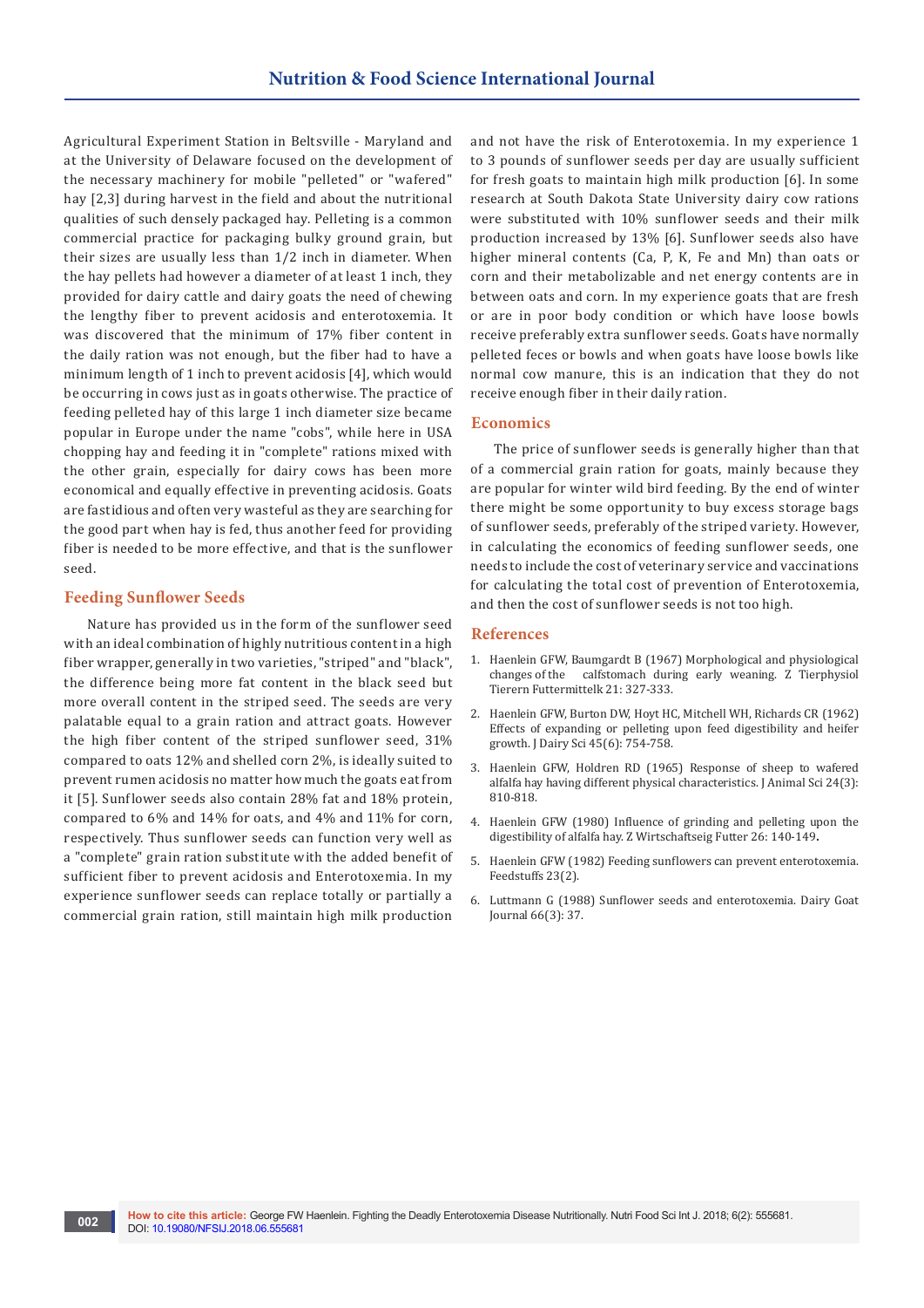Agricultural Experiment Station in Beltsville - Maryland and at the University of Delaware focused on the development of the necessary machinery for mobile "pelleted" or "wafered" hay [2,3] during harvest in the field and about the nutritional qualities of such densely packaged hay. Pelleting is a common commercial practice for packaging bulky ground grain, but their sizes are usually less than 1/2 inch in diameter. When the hay pellets had however a diameter of at least 1 inch, they provided for dairy cattle and dairy goats the need of chewing the lengthy fiber to prevent acidosis and enterotoxemia. It was discovered that the minimum of 17% fiber content in the daily ration was not enough, but the fiber had to have a minimum length of 1 inch to prevent acidosis [4], which would be occurring in cows just as in goats otherwise. The practice of feeding pelleted hay of this large 1 inch diameter size became popular in Europe under the name "cobs", while here in USA chopping hay and feeding it in "complete" rations mixed with the other grain, especially for dairy cows has been more economical and equally effective in preventing acidosis. Goats are fastidious and often very wasteful as they are searching for the good part when hay is fed, thus another feed for providing fiber is needed to be more effective, and that is the sunflower seed.

## Feeding Sunflower Seeds

Nature has provided us in the form of the sunflower seed with an ideal combination of highly nutritious content in a high fiber wrapper, generally in two varieties, "striped" and "black", the difference being more fat content in the black seed but more overall content in the striped seed. The seeds are very palatable equal to a grain ration and attract goats. However the high fiber content of the striped sunflower seed, 31% compared to oats 12% and shelled corn 2%, is ideally suited to prevent rumen acidosis no matter how much the goats eat from it [5]. Sunflower seeds also contain 28% fat and 18% protein, compared to 6% and 14% for oats, and 4% and 11% for corn, respectively. Thus sunflower seeds can function very well as a "complete" grain ration substitute with the added benefit of sufficient fiber to prevent acidosis and Enterotoxemia. In my experience sunflower seeds can replace totally or partially a commercial grain ration, still maintain high milk production and not have the risk of Enterotoxemia. In my experience 1 to 3 pounds of sunflower seeds per day are usually sufficient for fresh goats to maintain high milk production [6]. In some research at South Dakota State University dairy cow rations were substituted with 10% sunflower seeds and their milk production increased by 13% [6]. Sunflower seeds also have higher mineral contents (Ca, P, K, Fe and Mn) than oats or corn and their metabolizable and net energy contents are in between oats and corn. In my experience goats that are fresh or are in poor body condition or which have loose bowls receive preferably extra sunflower seeds. Goats have normally pelleted feces or bowls and when goats have loose bowls like normal cow manure, this is an indication that they do not receive enough fiber in their daily ration.

## Economics

The price of sunflower seeds is generally higher than that of a commercial grain ration for goats, mainly because they are popular for winter wild bird feeding. By the end of winter there might be some opportunity to buy excess storage bags of sunflower seeds, preferably of the striped variety. However, in calculating the economics of feeding sunflower seeds, one needs to include the cost of veterinary service and vaccinations for calculating the total cost of prevention of Enterotoxemia, and then the cost of sunflower seeds is not too high.

## References

1. Haenlein GFW, Baumgardt B (1967) Morphological and physiological changes of the calfstomach during early weaning. Z Tierphysiol Tierern Futtermittelk 21: 327-333.
2. Haenlein GFW, Burton DW, Hoyt HC, Mitchell WH, Richards CR (1962) Effects of expanding or pelleting upon feed digestibility and heifer growth. J Dairy Sci 45(6): 754-758.
3. Haenlein GFW, Holdren RD (1965) Response of sheep to wafered alfalfa hay having different physical characteristics. J Animal Sci 24(3): 810-818.
4. Haenlein GFW (1980) Influence of grinding and pelleting upon the digestibility of alfalfa hay. Z Wirtschaftseig Futter 26: 140-149**.**
5. Haenlein GFW (1982) Feeding sunflowers can prevent enterotoxemia. Feedstuffs 23(2).
6. Luttmann G (1988) Sunflower seeds and enterotoxemia. Dairy Goat Journal 66(3): 37.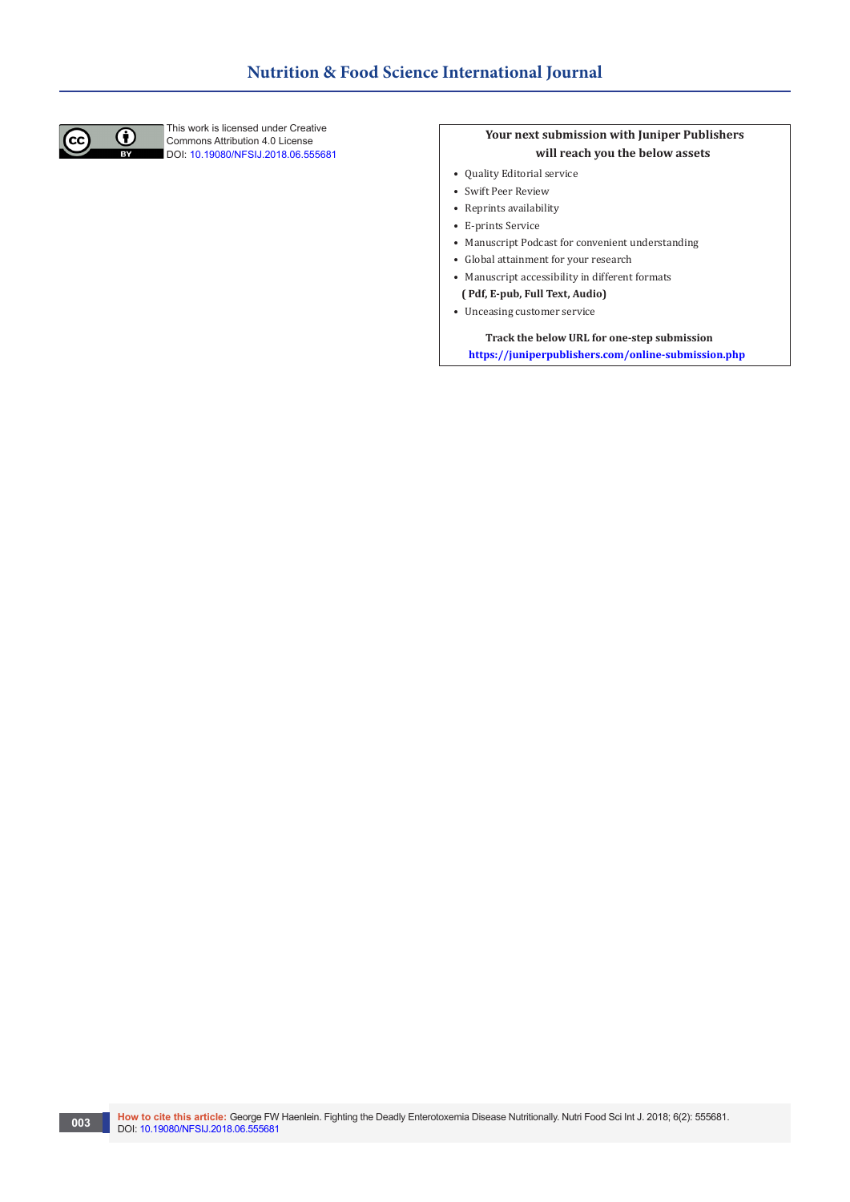This work is licensed under Creative Commons Attribution 4.0 License
DOI: 10.19080/NFSIJ.2018.06.555681

**Your next submission with Juniper Publishers will reach you the below assets**

- Quality Editorial service
- Swift Peer Review
- Reprints availability
- E-prints Service
- Manuscript Podcast for convenient understanding
- Global attainment for your research
- Manuscript accessibility in different formats

  **( Pdf, E-pub, Full Text, Audio)**
- Unceasing customer service

**Track the below URL for one-step submission**
**https://juniperpublishers.com/online-submission.php**

**How to cite this article:** George FW Haenlein. Fighting the Deadly Enterotoxemia Disease Nutritionally. Nutri Food Sci Int J. 2018; 6(2): 555681. DOI: 10.19080/NFSIJ.2018.06.555681